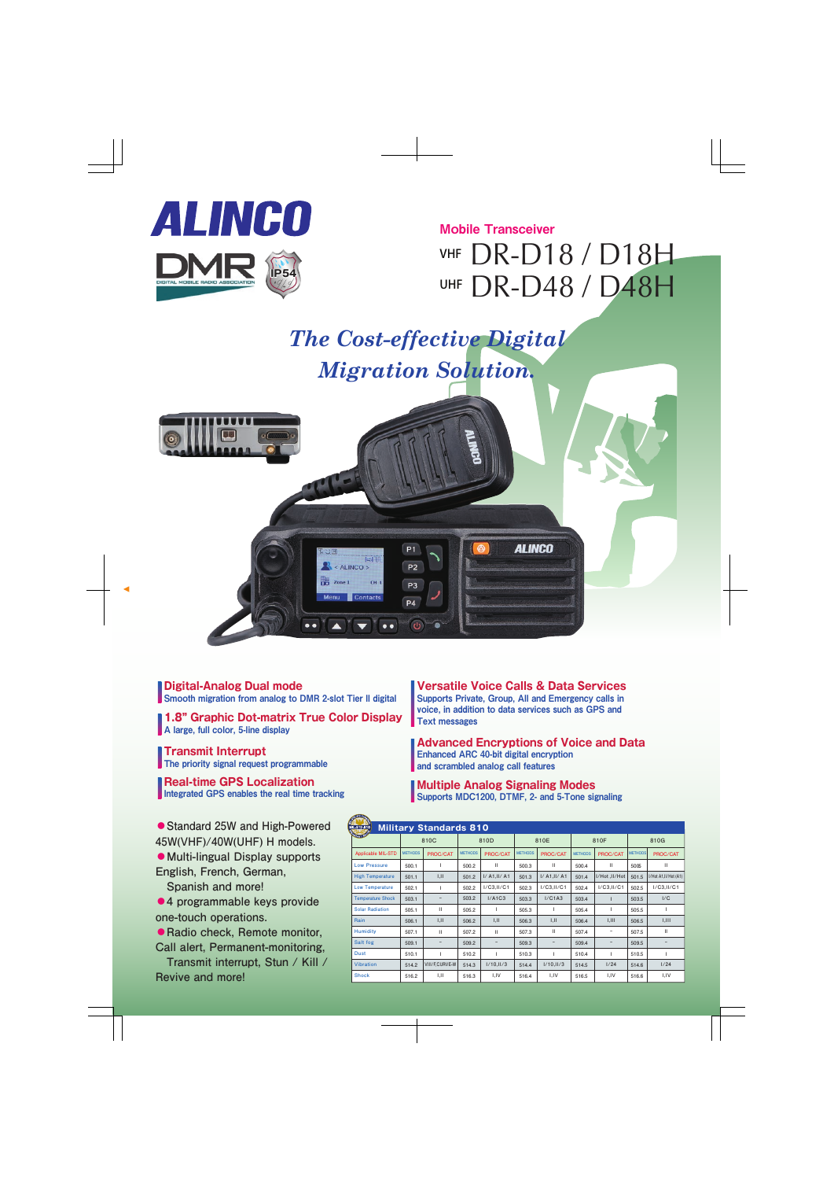# ALINCO

DMR DIGITAL MOBILE RADIO ASSOCIATION

IP54

**Mobile Transceiver**

## VHF DR-D18 / D18H
## UHF DR-D48 / D48H

*The Cost-effective Digital Migration Solution.*

### Digital-Analog Dual mode
Smooth migration from analog to DMR 2-slot Tier II digital

### 1.8" Graphic Dot-matrix True Color Display
A large, full color, 5-line display

### Transmit Interrupt
The priority signal request programmable

### Real-time GPS Localization
Integrated GPS enables the real time tracking

### Versatile Voice Calls & Data Services
Supports Private, Group, All and Emergency calls in voice, in addition to data services such as GPS and Text messages

### Advanced Encryptions of Voice and Data
Enhanced ARC 40-bit digital encryption and scrambled analog call features

### Multiple Analog Signaling Modes
Supports MDC1200, DTMF, 2- and 5-Tone signaling

- Standard 25W and High-Powered 45W(VHF)/40W(UHF) H models.
- Multi-lingual Display supports English, French, German, Spanish and more!
- 4 programmable keys provide one-touch operations.
- Radio check, Remote monitor, Call alert, Permanent-monitoring, Transmit interrupt, Stun / Kill / Revive and more!

**Military Standards 810**

| | 810C | | 810D | | 810E | | 810F | | 810G | |
|---|---|---|---|---|---|---|---|---|---|---|
| Applicable MIL-STD | METHODS | PROC/CAT | METHODS | PROC/CAT | METHODS | PROC/CAT | METHODS | PROC/CAT | METHODS | PROC/CAT |
| Low Pressure | 500.1 | I | 500.2 | II | 500.3 | II | 500.4 | II | 500.5 | II |
| High Temperature | 501.1 | I,II | 501.2 | I/ A1,II/ A1 | 501.3 | I/ A1,II/ A1 | 501.4 | I/Hot ,II/Hot | 501.5 | I/Hot A1,II/Hot (A1) |
| Low Temperature | 502.1 | I | 502.2 | I/C3,II/C1 | 502.3 | I/C3,II/C1 | 502.4 | I/C3,II/C1 | 502.5 | I/C3,II/C1 |
| Temperature Shock | 503.1 | – | 503.2 | I/A1C3 | 503.3 | I/C1A3 | 503.4 | I | 503.5 | I/C |
| Solar Radiation | 505.1 | II | 505.2 | I | 505.3 | I | 505.4 | I | 505.5 | I |
| Rain | 506.1 | I,II | 506.2 | I,II | 506.3 | I,II | 506.4 | I,III | 506.5 | I,III |
| Humidity | 507.1 | II | 507.2 | II | 507.3 | II | 507.4 | – | 507.5 | II |
| Salt fog | 509.1 | – | 509.2 | – | 509.3 | – | 509.4 | – | 509.5 | – |
| Dust | 510.1 | I | 510.2 | I | 510.3 | I | 510.4 | I | 510.5 | I |
| Vibration | 514.2 | VIII/F,CURVE-W | 514.3 | I/10,II/3 | 514.4 | I/10,II/3 | 514.5 | I/24 | 514.6 | I/24 |
| Shock | 516.2 | I,II | 516.3 | I,IV | 516.4 | I,IV | 516.5 | I,IV | 516.6 | I,IV |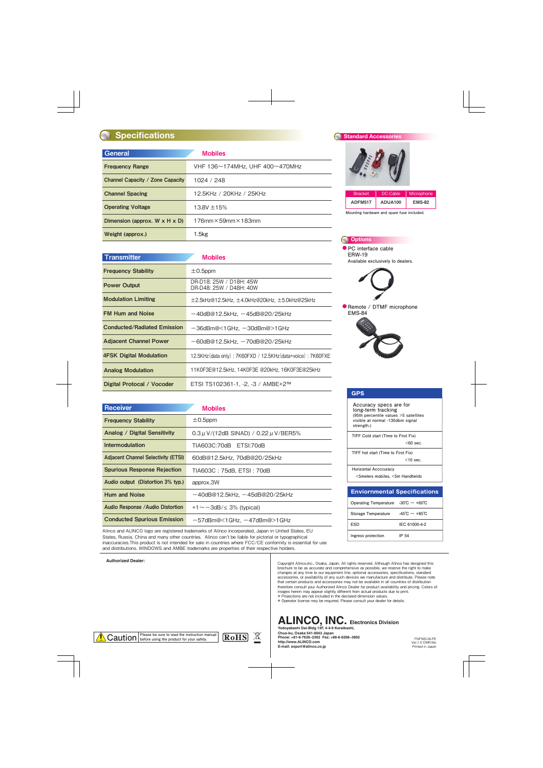## Specifications

| General | Mobiles |
|---|---|
| Frequency Range | VHF 136~174MHz, UHF 400~470MHz |
| Channel Capacity / Zone Capacity | 1024 / 248 |
| Channel Spacing | 12.5KHz / 20KHz / 25KHz |
| Operating Voltage | 13.8V ±15% |
| Dimension (approx. W x H x D) | 176mm×59mm×183mm |
| Weight (approx.) | 1.5kg |

| Transmitter | Mobiles |
|---|---|
| Frequency Stability | ±0.5ppm |
| Power Output | DR-D18: 25W / D18H: 45W<br>DR-D48: 25W / D48H: 40W |
| Modulation Limiting | ±2.5kHz@12.5kHz, ±4.0kHz@20kHz, ±5.0kHz@25kHz |
| FM Hum and Noise | −40dB@12.5kHz, −45dB@20/25kHz |
| Conducted/Radiated Emission | −36dBm@<1GHz, −30dBm@>1GHz |
| Adjacent Channel Power | −60dB@12.5kHz, −70dB@20/25kHz |
| 4FSK Digital Modulation | 12.5KHz(data only) : 7K60FXD / 12.5KHz(data+voice) : 7K60FXE |
| Analog Modulation | 11K0F3E@12.5kHz, 14K0F3E @20kHz, 16K0F3E@25kHz |
| Digital Protocal / Vocoder | ETSI TS102361-1, -2, -3 / AMBE+2™ |

| Receiver | Mobiles |
|---|---|
| Frequency Stability | ±0.5ppm |
| Analog / Digital Sensitivity | 0.3μV/(12dB SINAD) / 0.22μV/BER5% |
| Intermodulation | TIA603C:70dB ETSI:70dB |
| Adjacent Channel Selectivity (ETSI) | 60dB@12.5kHz, 70dB@20/25kHz |
| Spurious Response Rejection | TIA603C : 75dB, ETSI : 70dB |
| Audio output (Distortion 3% typ.) | approx.3W |
| Hum and Noise | −40dB@12.5kHz, −45dB@20/25kHz |
| Audio Response /Audio Distortion | +1~−3dB/≤ 3% (typical) |
| Conducted Spurious Emission | −57dBm@<1GHz, −47dBm@>1GHz |

Alinco and ALINCO logo are registered trademarks of Alinco incorporated, Japan in United States, EU States, Russia, China and many other countries. Alinco can't be liable for pictorial or typographical inaccuracies.This product is not intended for sale in countries where FCC/CE conformity is essential for use and distributions. WINDOWS and AMBE trademarks are properties of their respective holders.

### Standard Accessories

| Bracket | DC-Cable | Microphone |
|---|---|---|
| ADFM517 | ADUA100 | EMS-82 |

Mounting hardware and spare fuse included.

### Options

- PC interface cable ERW-19
  Available exclusively to dealers.
- Remote / DTMF microphone EMS-84

### GPS

| | |
|---|---|
| Accuracy specs are for long-term tracking (95th percentile values >5 satellites visible at normal -130dbm signal strength.) | |
| TIFF Cold start (Time to First Fix) | <60 sec. |
| TIFF hot start (Time to First Fix) | <10 sec. |
| Horizontal Acccuracy | <5meters mobiles, <5m Handhelds |

### Enviornmental Specifications

| | |
|---|---|
| Operating Temperature | -30℃ ~ +60℃ |
| Storage Temperature | -45℃ ~ +85℃ |
| ESD | IEC 61000-4-2 |
| Ingress protection | IP 54 |

**Authorized Dealer:**

Copyright Alinco,Inc., Osaka, Japan. All rights reserved. Although Alinco has designed this brochure to be as accurate and comprehensive as possible, we reserve the right to make changes at any time to our equipment line, optional accessories, specifications, standard accessories, or availability of any such devices we manufacture and distribute. Please note that certain products and accessories may not be available in all countries of distribution therefore consult your Authorized Alinco Dealer for product availability and pricing. Colors of images herein may appear slightly different from actual products due to print.

- Projections are not included in the declared dimension values.
- Operator license may be required. Please consult your dealer for details.

Caution: Please be sure to read the instruction manual before using the product for your safety.

RoHS

**ALINCO, INC.** Electronics Division
Yodoyabashi Dai-Bldg 13F, 4-4-9 Koraibashi,
Chuo-ku, Osaka 541-0043 Japan
Phone: +81-6-7636-2362 Fax: +86-6-6208-3802
http://www.ALINCO.com
E-mail: export@alinco.co.jp

FNFNELNI-PE
Ver.1.0 DMR-Mo
Printed in Japan